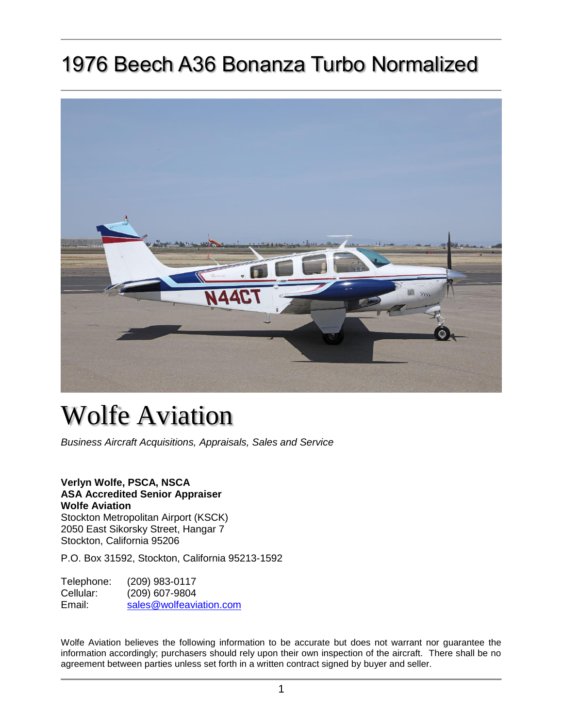# 1976 Beech A36 Bonanza Turbo Normalized

# Wolfe Aviation

*Business Aircraft Acquisitions, Appraisals, Sales and Service*

**Verlyn Wolfe, PSCA, NSCA**
**ASA Accredited Senior Appraiser**
**Wolfe Aviation**
Stockton Metropolitan Airport (KSCK)
2050 East Sikorsky Street, Hangar 7
Stockton, California 95206

P.O. Box 31592, Stockton, California 95213-1592

Telephone: (209) 983-0117
Cellular: (209) 607-9804
Email: sales@wolfeaviation.com

Wolfe Aviation believes the following information to be accurate but does not warrant nor guarantee the information accordingly; purchasers should rely upon their own inspection of the aircraft. There shall be no agreement between parties unless set forth in a written contract signed by buyer and seller.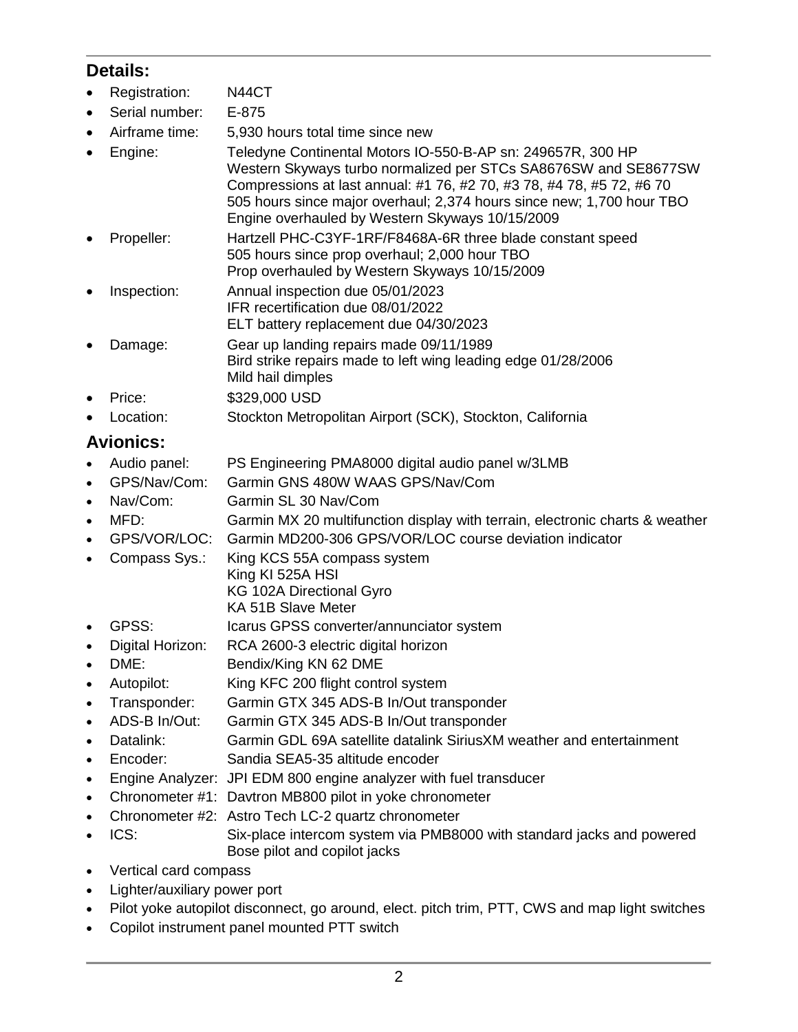## Details:

- Registration: N44CT
- Serial number: E-875
- Airframe time: 5,930 hours total time since new
- Engine: Teledyne Continental Motors IO-550-B-AP sn: 249657R, 300 HP
  Western Skyways turbo normalized per STCs SA8676SW and SE8677SW
  Compressions at last annual: #1 76, #2 70, #3 78, #4 78, #5 72, #6 70
  505 hours since major overhaul; 2,374 hours since new; 1,700 hour TBO
  Engine overhauled by Western Skyways 10/15/2009
- Propeller: Hartzell PHC-C3YF-1RF/F8468A-6R three blade constant speed
  505 hours since prop overhaul; 2,000 hour TBO
  Prop overhauled by Western Skyways 10/15/2009
- Inspection: Annual inspection due 05/01/2023
  IFR recertification due 08/01/2022
  ELT battery replacement due 04/30/2023
- Damage: Gear up landing repairs made 09/11/1989
  Bird strike repairs made to left wing leading edge 01/28/2006
  Mild hail dimples
- Price: $329,000 USD
- Location: Stockton Metropolitan Airport (SCK), Stockton, California

## Avionics:

- Audio panel: PS Engineering PMA8000 digital audio panel w/3LMB
- GPS/Nav/Com: Garmin GNS 480W WAAS GPS/Nav/Com
- Nav/Com: Garmin SL 30 Nav/Com
- MFD: Garmin MX 20 multifunction display with terrain, electronic charts & weather
- GPS/VOR/LOC: Garmin MD200-306 GPS/VOR/LOC course deviation indicator
- Compass Sys.: King KCS 55A compass system
  King KI 525A HSI
  KG 102A Directional Gyro
  KA 51B Slave Meter
- GPSS: Icarus GPSS converter/annunciator system
- Digital Horizon: RCA 2600-3 electric digital horizon
- DME: Bendix/King KN 62 DME
- Autopilot: King KFC 200 flight control system
- Transponder: Garmin GTX 345 ADS-B In/Out transponder
- ADS-B In/Out: Garmin GTX 345 ADS-B In/Out transponder
- Datalink: Garmin GDL 69A satellite datalink SiriusXM weather and entertainment
- Encoder: Sandia SEA5-35 altitude encoder
- Engine Analyzer: JPI EDM 800 engine analyzer with fuel transducer
- Chronometer #1: Davtron MB800 pilot in yoke chronometer
- Chronometer #2: Astro Tech LC-2 quartz chronometer
- ICS: Six-place intercom system via PMB8000 with standard jacks and powered Bose pilot and copilot jacks
- Vertical card compass
- Lighter/auxiliary power port
- Pilot yoke autopilot disconnect, go around, elect. pitch trim, PTT, CWS and map light switches
- Copilot instrument panel mounted PTT switch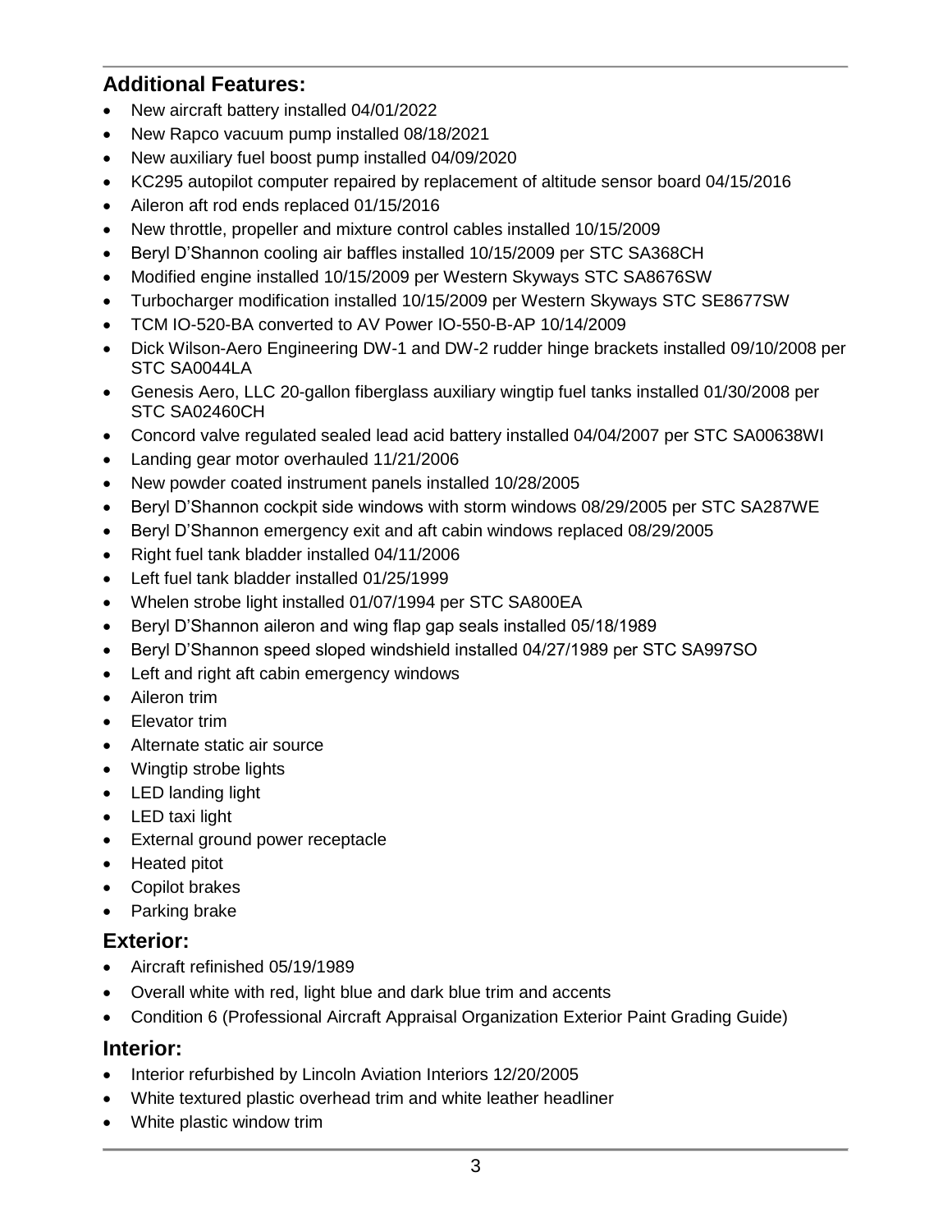## Additional Features:

- New aircraft battery installed 04/01/2022
- New Rapco vacuum pump installed 08/18/2021
- New auxiliary fuel boost pump installed 04/09/2020
- KC295 autopilot computer repaired by replacement of altitude sensor board 04/15/2016
- Aileron aft rod ends replaced 01/15/2016
- New throttle, propeller and mixture control cables installed 10/15/2009
- Beryl D'Shannon cooling air baffles installed 10/15/2009 per STC SA368CH
- Modified engine installed 10/15/2009 per Western Skyways STC SA8676SW
- Turbocharger modification installed 10/15/2009 per Western Skyways STC SE8677SW
- TCM IO-520-BA converted to AV Power IO-550-B-AP 10/14/2009
- Dick Wilson-Aero Engineering DW-1 and DW-2 rudder hinge brackets installed 09/10/2008 per STC SA0044LA
- Genesis Aero, LLC 20-gallon fiberglass auxiliary wingtip fuel tanks installed 01/30/2008 per STC SA02460CH
- Concord valve regulated sealed lead acid battery installed 04/04/2007 per STC SA00638WI
- Landing gear motor overhauled 11/21/2006
- New powder coated instrument panels installed 10/28/2005
- Beryl D'Shannon cockpit side windows with storm windows 08/29/2005 per STC SA287WE
- Beryl D'Shannon emergency exit and aft cabin windows replaced 08/29/2005
- Right fuel tank bladder installed 04/11/2006
- Left fuel tank bladder installed 01/25/1999
- Whelen strobe light installed 01/07/1994 per STC SA800EA
- Beryl D'Shannon aileron and wing flap gap seals installed 05/18/1989
- Beryl D'Shannon speed sloped windshield installed 04/27/1989 per STC SA997SO
- Left and right aft cabin emergency windows
- Aileron trim
- Elevator trim
- Alternate static air source
- Wingtip strobe lights
- LED landing light
- LED taxi light
- External ground power receptacle
- Heated pitot
- Copilot brakes
- Parking brake

## Exterior:

- Aircraft refinished 05/19/1989
- Overall white with red, light blue and dark blue trim and accents
- Condition 6 (Professional Aircraft Appraisal Organization Exterior Paint Grading Guide)

## Interior:

- Interior refurbished by Lincoln Aviation Interiors 12/20/2005
- White textured plastic overhead trim and white leather headliner
- White plastic window trim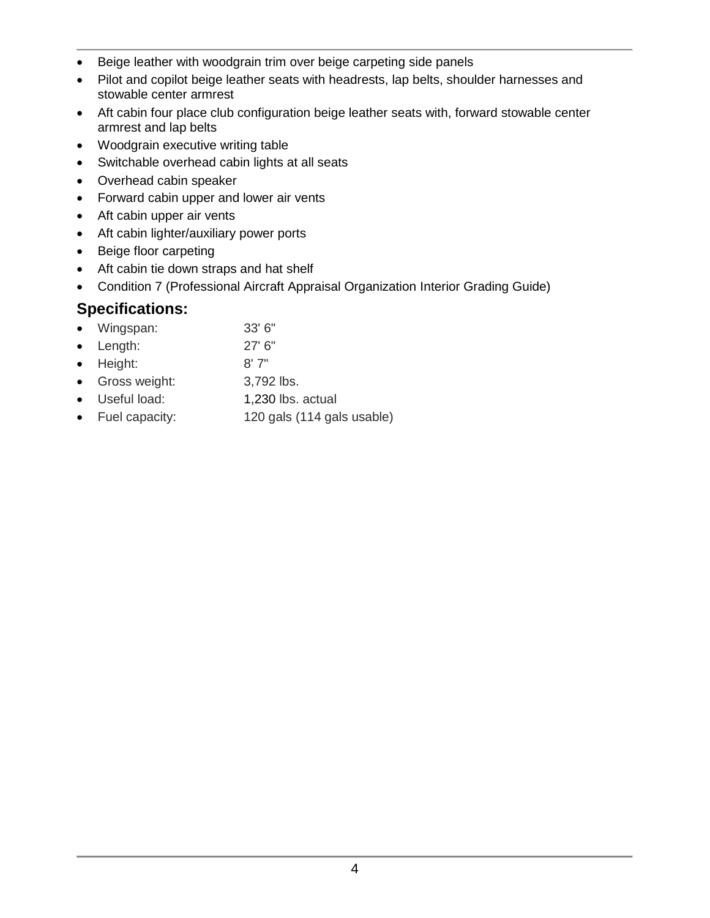- Beige leather with woodgrain trim over beige carpeting side panels
- Pilot and copilot beige leather seats with headrests, lap belts, shoulder harnesses and stowable center armrest
- Aft cabin four place club configuration beige leather seats with, forward stowable center armrest and lap belts
- Woodgrain executive writing table
- Switchable overhead cabin lights at all seats
- Overhead cabin speaker
- Forward cabin upper and lower air vents
- Aft cabin upper air vents
- Aft cabin lighter/auxiliary power ports
- Beige floor carpeting
- Aft cabin tie down straps and hat shelf
- Condition 7 (Professional Aircraft Appraisal Organization Interior Grading Guide)

## Specifications:

- Wingspan: 33' 6"
- Length: 27' 6"
- Height: 8' 7"
- Gross weight: 3,792 lbs.
- Useful load: 1,230 lbs. actual
- Fuel capacity: 120 gals (114 gals usable)